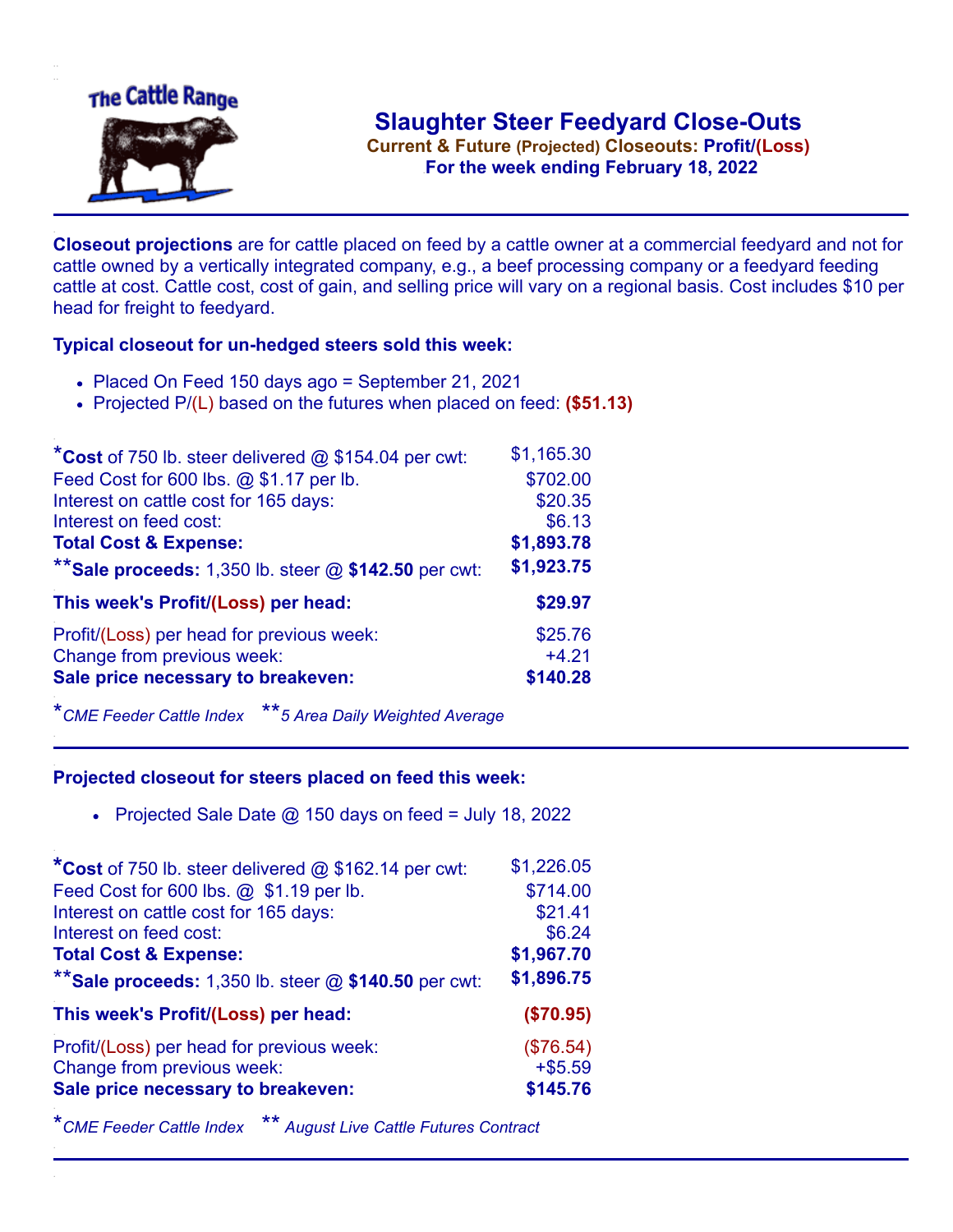The Cattle Range

# Slaughter Steer Feedyard Close-Outs

**Current & Future (Projected) Closeouts: Profit/(Loss)**

**For the week ending February 18, 2022**

**Closeout projections** are for cattle placed on feed by a cattle owner at a commercial feedyard and not for cattle owned by a vertically integrated company, e.g., a beef processing company or a feedyard feeding cattle at cost. Cattle cost, cost of gain, and selling price will vary on a regional basis. Cost includes $10 per head for freight to feedyard.

### Typical closeout for un-hedged steers sold this week:

- Placed On Feed 150 days ago = September 21, 2021
- Projected P/(L) based on the futures when placed on feed: **($51.13)**

| | |
|---|---|
| *__Cost__ of 750 lb. steer delivered @ $154.04 per cwt: | $1,165.30 |
| Feed Cost for 600 lbs. @ $1.17 per lb. | $702.00 |
| Interest on cattle cost for 165 days: | $20.35 |
| Interest on feed cost: | $6.13 |
| **Total Cost & Expense:** | **$1,893.78** |
| **__Sale proceeds:__ 1,350 lb. steer @ **$142.50** per cwt: | **$1,923.75** |
| **This week's Profit/(Loss) per head:** | **$29.97** |
| Profit/(Loss) per head for previous week: | $25.76 |
| Change from previous week: | +4.21 |
| **Sale price necessary to breakeven:** | **$140.28** |

*\*CME Feeder Cattle Index*  *\*\*5 Area Daily Weighted Average*

### Projected closeout for steers placed on feed this week:

- Projected Sale Date @ 150 days on feed = July 18, 2022

| | |
|---|---|
| *__Cost__ of 750 lb. steer delivered @ $162.14 per cwt: | $1,226.05 |
| Feed Cost for 600 lbs. @ $1.19 per lb. | $714.00 |
| Interest on cattle cost for 165 days: | $21.41 |
| Interest on feed cost: | $6.24 |
| **Total Cost & Expense:** | **$1,967.70** |
| **__Sale proceeds:__ 1,350 lb. steer @ **$140.50** per cwt: | **$1,896.75** |
| **This week's Profit/(Loss) per head:** | **($70.95)** |
| Profit/(Loss) per head for previous week: | ($76.54) |
| Change from previous week: | +$5.59 |
| **Sale price necessary to breakeven:** | **$145.76** |

*\*CME Feeder Cattle Index*  *\*\* August Live Cattle Futures Contract*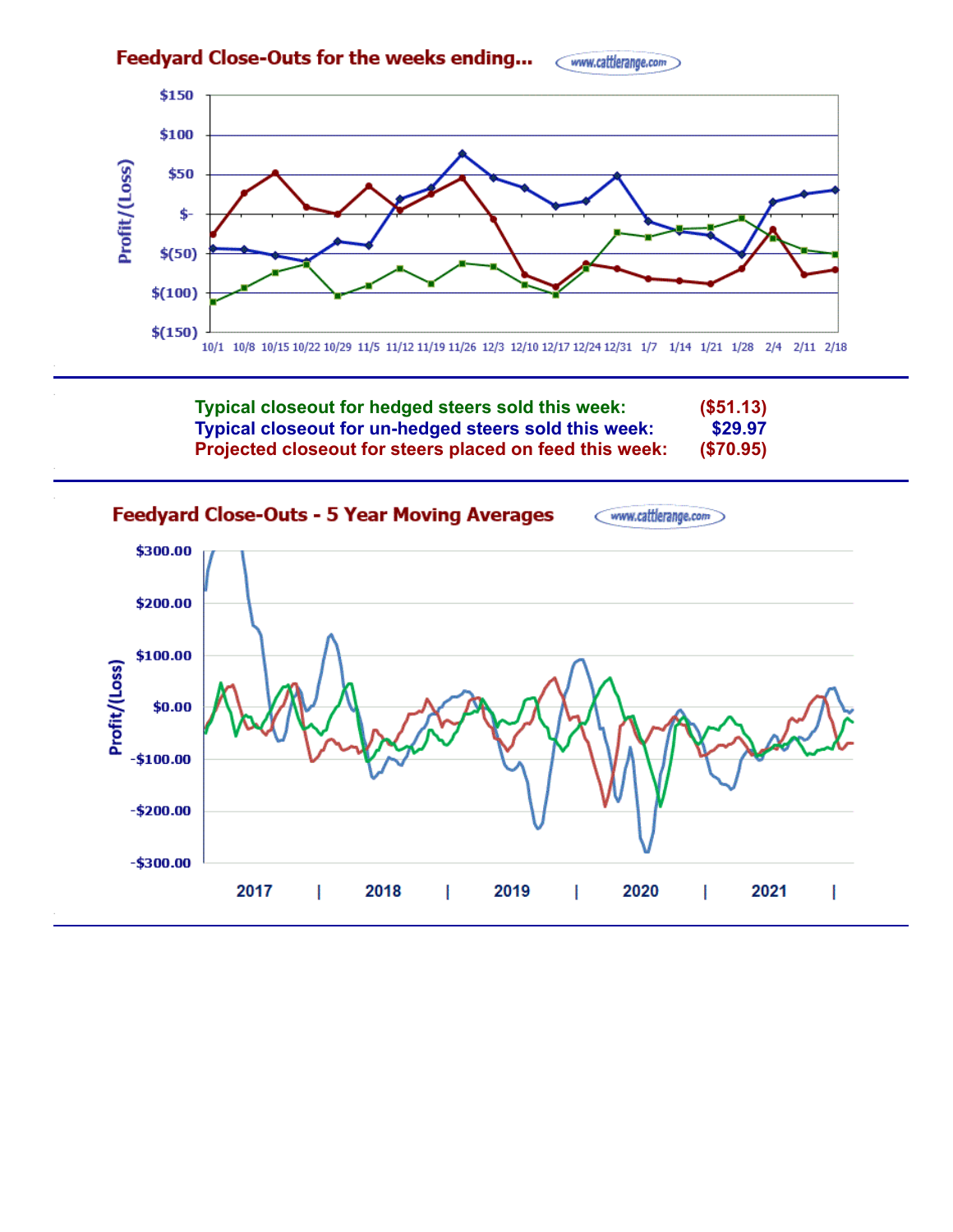## Feedyard Close-Outs for the weeks ending...

www.cattlerange.com

Profit/(Loss)

$150
$100
$50
$-
$(50)
$(100)
$(150)

10/1 10/8 10/15 10/22 10/29 11/5 11/12 11/19 11/26 12/3 12/10 12/17 12/24 12/31 1/7 1/14 1/21 1/28 2/4 2/11 2/18

Typical closeout for hedged steers sold this week: ($51.13)
Typical closeout for un-hedged steers sold this week: $29.97
Projected closeout for steers placed on feed this week: ($70.95)

## Feedyard Close-Outs - 5 Year Moving Averages

www.cattlerange.com

Profit/(Loss)

$300.00
$200.00
$100.00
$0.00
-$100.00
-$200.00
-$300.00

2017 | 2018 | 2019 | 2020 | 2021 |